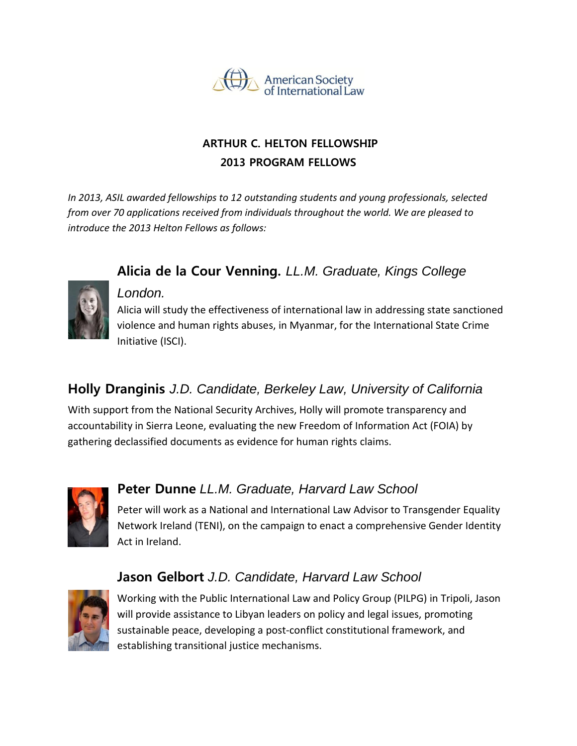American Society of International Law

# ARTHUR C. HELTON FELLOWSHIP
## 2013 PROGRAM FELLOWS

*In 2013, ASIL awarded fellowships to 12 outstanding students and young professionals, selected from over 70 applications received from individuals throughout the world. We are pleased to introduce the 2013 Helton Fellows as follows:*

### **Alicia de la Cour Venning.** *LL.M. Graduate, Kings College London.*

Alicia will study the effectiveness of international law in addressing state sanctioned violence and human rights abuses, in Myanmar, for the International State Crime Initiative (ISCI).

### **Holly Dranginis** *J.D. Candidate, Berkeley Law, University of California*

With support from the National Security Archives, Holly will promote transparency and accountability in Sierra Leone, evaluating the new Freedom of Information Act (FOIA) by gathering declassified documents as evidence for human rights claims.

### **Peter Dunne** *LL.M. Graduate, Harvard Law School*

Peter will work as a National and International Law Advisor to Transgender Equality Network Ireland (TENI), on the campaign to enact a comprehensive Gender Identity Act in Ireland.

### **Jason Gelbort** *J.D. Candidate, Harvard Law School*

Working with the Public International Law and Policy Group (PILPG) in Tripoli, Jason will provide assistance to Libyan leaders on policy and legal issues, promoting sustainable peace, developing a post-conflict constitutional framework, and establishing transitional justice mechanisms.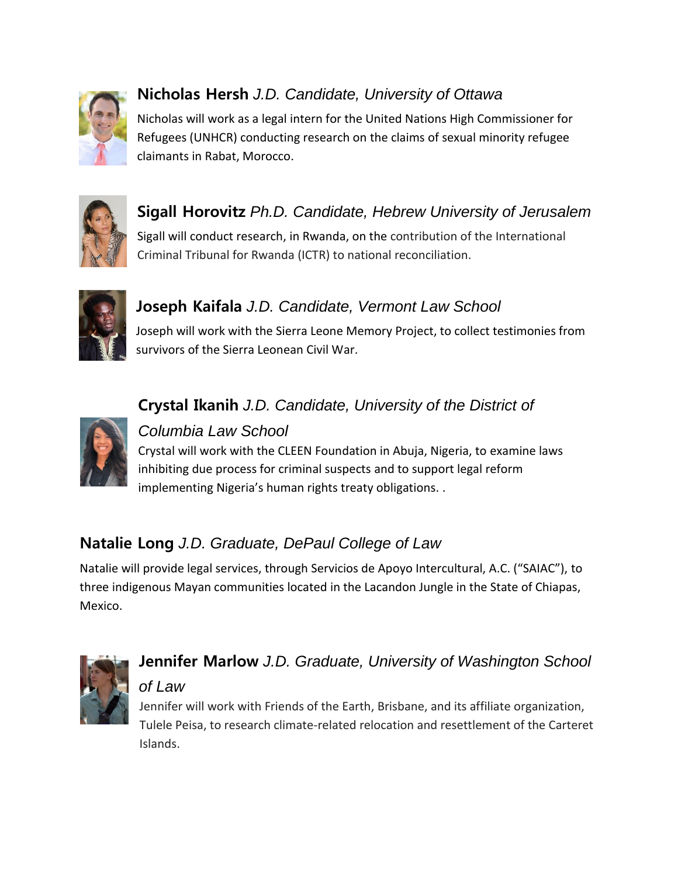**Nicholas Hersh** *J.D. Candidate, University of Ottawa*

Nicholas will work as a legal intern for the United Nations High Commissioner for Refugees (UNHCR) conducting research on the claims of sexual minority refugee claimants in Rabat, Morocco.

**Sigall Horovitz** *Ph.D. Candidate, Hebrew University of Jerusalem*

Sigall will conduct research, in Rwanda, on the contribution of the International Criminal Tribunal for Rwanda (ICTR) to national reconciliation.

**Joseph Kaifala** *J.D. Candidate, Vermont Law School*

Joseph will work with the Sierra Leone Memory Project, to collect testimonies from survivors of the Sierra Leonean Civil War.

**Crystal Ikanih** *J.D. Candidate, University of the District of Columbia Law School*

Crystal will work with the CLEEN Foundation in Abuja, Nigeria, to examine laws inhibiting due process for criminal suspects and to support legal reform implementing Nigeria's human rights treaty obligations. .

**Natalie Long** *J.D. Graduate, DePaul College of Law*

Natalie will provide legal services, through Servicios de Apoyo Intercultural, A.C. ("SAIAC"), to three indigenous Mayan communities located in the Lacandon Jungle in the State of Chiapas, Mexico.

**Jennifer Marlow** *J.D. Graduate, University of Washington School of Law*

Jennifer will work with Friends of the Earth, Brisbane, and its affiliate organization, Tulele Peisa, to research climate-related relocation and resettlement of the Carteret Islands.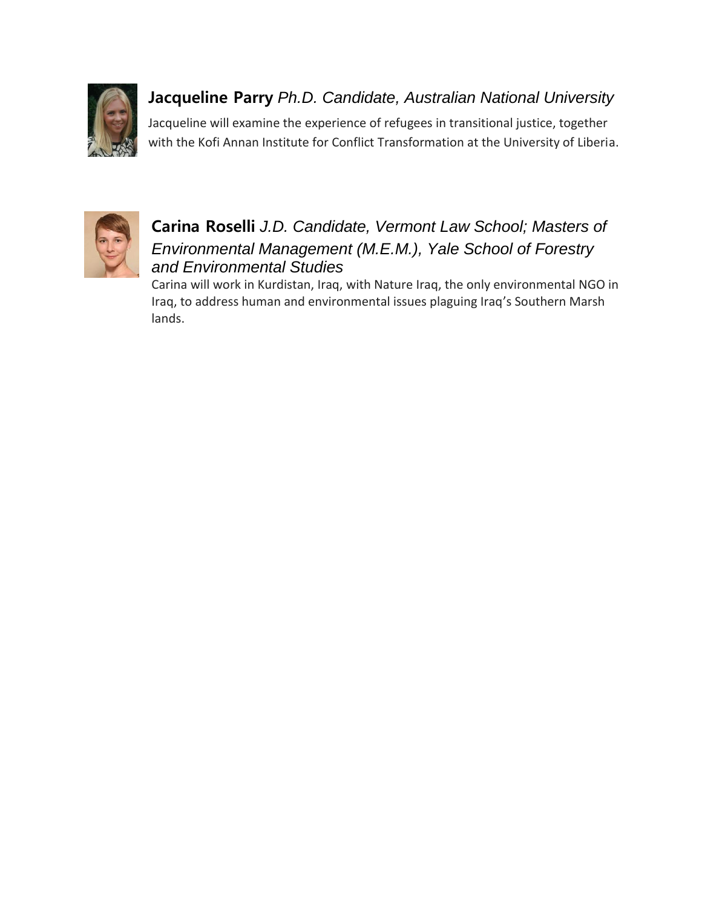**Jacqueline Parry** *Ph.D. Candidate, Australian National University*

Jacqueline will examine the experience of refugees in transitional justice, together with the Kofi Annan Institute for Conflict Transformation at the University of Liberia.

**Carina Roselli** *J.D. Candidate, Vermont Law School; Masters of Environmental Management (M.E.M.), Yale School of Forestry and Environmental Studies*

Carina will work in Kurdistan, Iraq, with Nature Iraq, the only environmental NGO in Iraq, to address human and environmental issues plaguing Iraq's Southern Marsh lands.